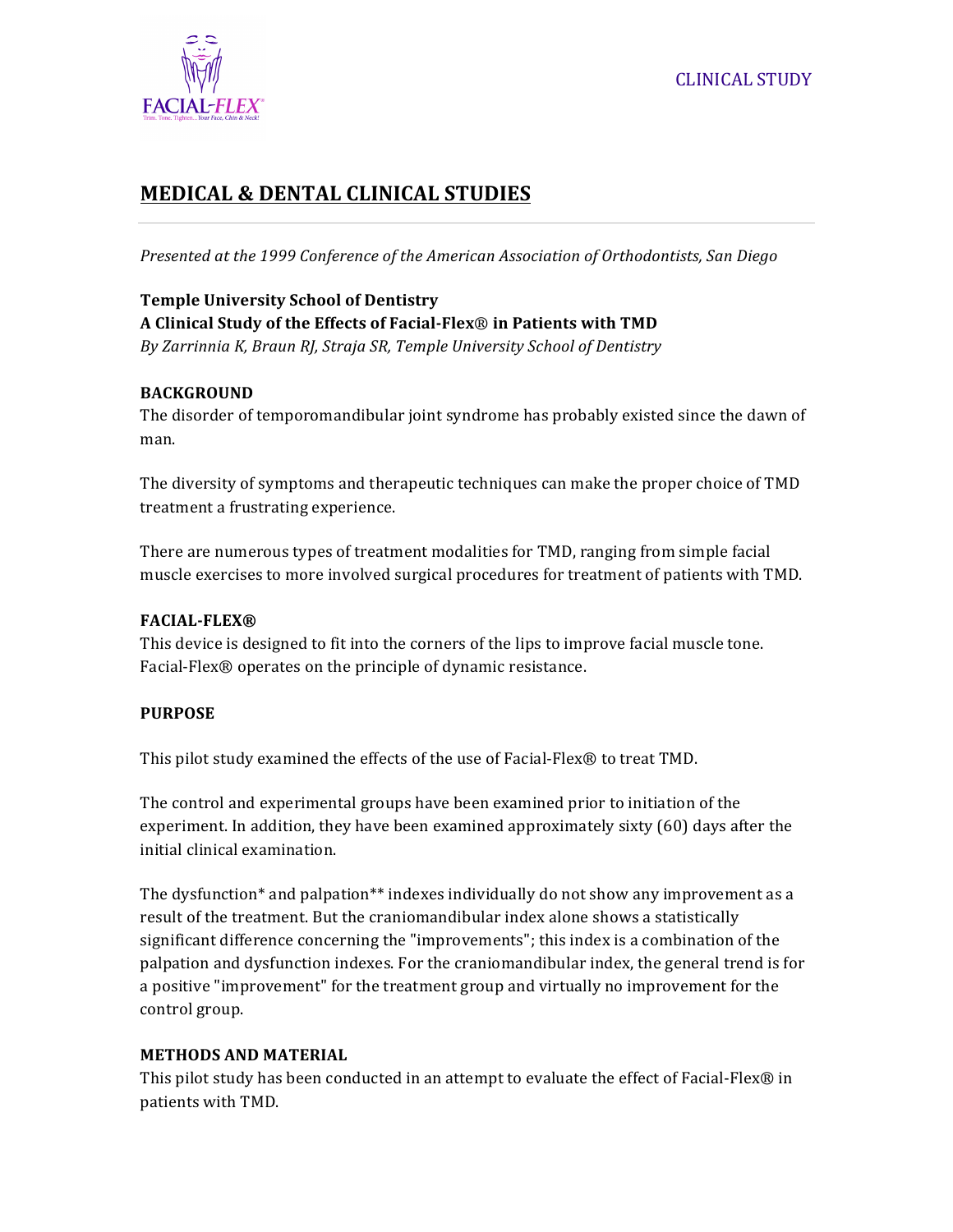CLINICAL STUDY

# MEDICAL & DENTAL CLINICAL STUDIES

*Presented at the 1999 Conference of the American Association of Orthodontists, San Diego*

**Temple University School of Dentistry**
**A Clinical Study of the Effects of Facial-Flex® in Patients with TMD**
*By Zarrinnia K, Braun RJ, Straja SR, Temple University School of Dentistry*

**BACKGROUND**

The disorder of temporomandibular joint syndrome has probably existed since the dawn of man.

The diversity of symptoms and therapeutic techniques can make the proper choice of TMD treatment a frustrating experience.

There are numerous types of treatment modalities for TMD, ranging from simple facial muscle exercises to more involved surgical procedures for treatment of patients with TMD.

**FACIAL-FLEX®**

This device is designed to fit into the corners of the lips to improve facial muscle tone. Facial-Flex® operates on the principle of dynamic resistance.

**PURPOSE**

This pilot study examined the effects of the use of Facial-Flex® to treat TMD.

The control and experimental groups have been examined prior to initiation of the experiment. In addition, they have been examined approximately sixty (60) days after the initial clinical examination.

The dysfunction* and palpation** indexes individually do not show any improvement as a result of the treatment. But the craniomandibular index alone shows a statistically significant difference concerning the "improvements"; this index is a combination of the palpation and dysfunction indexes. For the craniomandibular index, the general trend is for a positive "improvement" for the treatment group and virtually no improvement for the control group.

**METHODS AND MATERIAL**

This pilot study has been conducted in an attempt to evaluate the effect of Facial-Flex® in patients with TMD.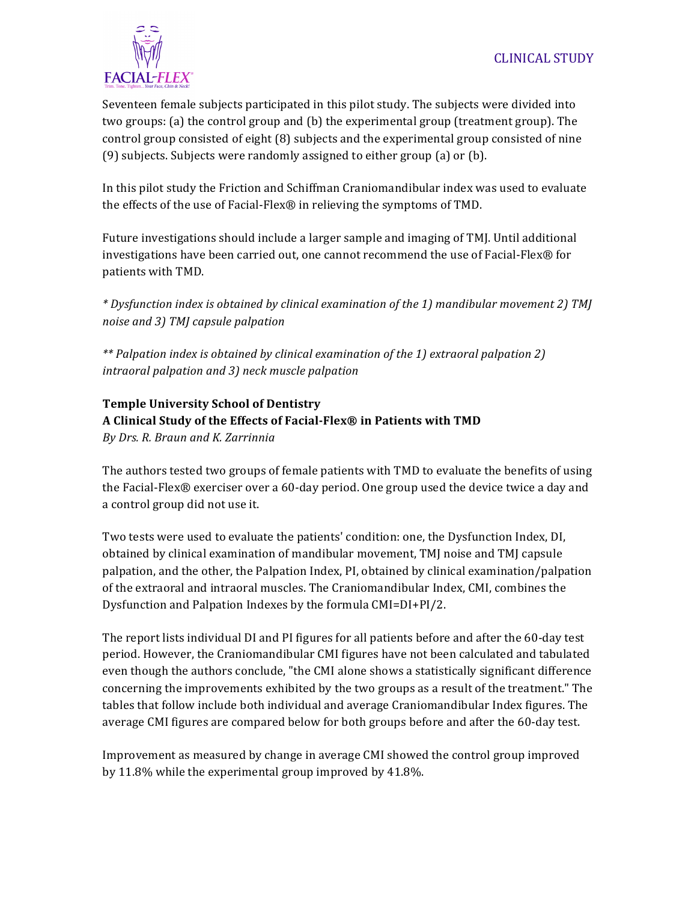Seventeen female subjects participated in this pilot study. The subjects were divided into two groups: (a) the control group and (b) the experimental group (treatment group). The control group consisted of eight (8) subjects and the experimental group consisted of nine (9) subjects. Subjects were randomly assigned to either group (a) or (b).

In this pilot study the Friction and Schiffman Craniomandibular index was used to evaluate the effects of the use of Facial-Flex® in relieving the symptoms of TMD.

Future investigations should include a larger sample and imaging of TMJ. Until additional investigations have been carried out, one cannot recommend the use of Facial-Flex® for patients with TMD.

*\* Dysfunction index is obtained by clinical examination of the 1) mandibular movement 2) TMJ noise and 3) TMJ capsule palpation*

*\*\* Palpation index is obtained by clinical examination of the 1) extraoral palpation 2) intraoral palpation and 3) neck muscle palpation*

**Temple University School of Dentistry**
**A Clinical Study of the Effects of Facial-Flex® in Patients with TMD**
*By Drs. R. Braun and K. Zarrinnia*

The authors tested two groups of female patients with TMD to evaluate the benefits of using the Facial-Flex® exerciser over a 60-day period. One group used the device twice a day and a control group did not use it.

Two tests were used to evaluate the patients' condition: one, the Dysfunction Index, DI, obtained by clinical examination of mandibular movement, TMJ noise and TMJ capsule palpation, and the other, the Palpation Index, PI, obtained by clinical examination/palpation of the extraoral and intraoral muscles. The Craniomandibular Index, CMI, combines the Dysfunction and Palpation Indexes by the formula $CMI=DI+PI/2$.

The report lists individual DI and PI figures for all patients before and after the 60-day test period. However, the Craniomandibular CMI figures have not been calculated and tabulated even though the authors conclude, "the CMI alone shows a statistically significant difference concerning the improvements exhibited by the two groups as a result of the treatment." The tables that follow include both individual and average Craniomandibular Index figures. The average CMI figures are compared below for both groups before and after the 60-day test.

Improvement as measured by change in average CMI showed the control group improved by 11.8% while the experimental group improved by 41.8%.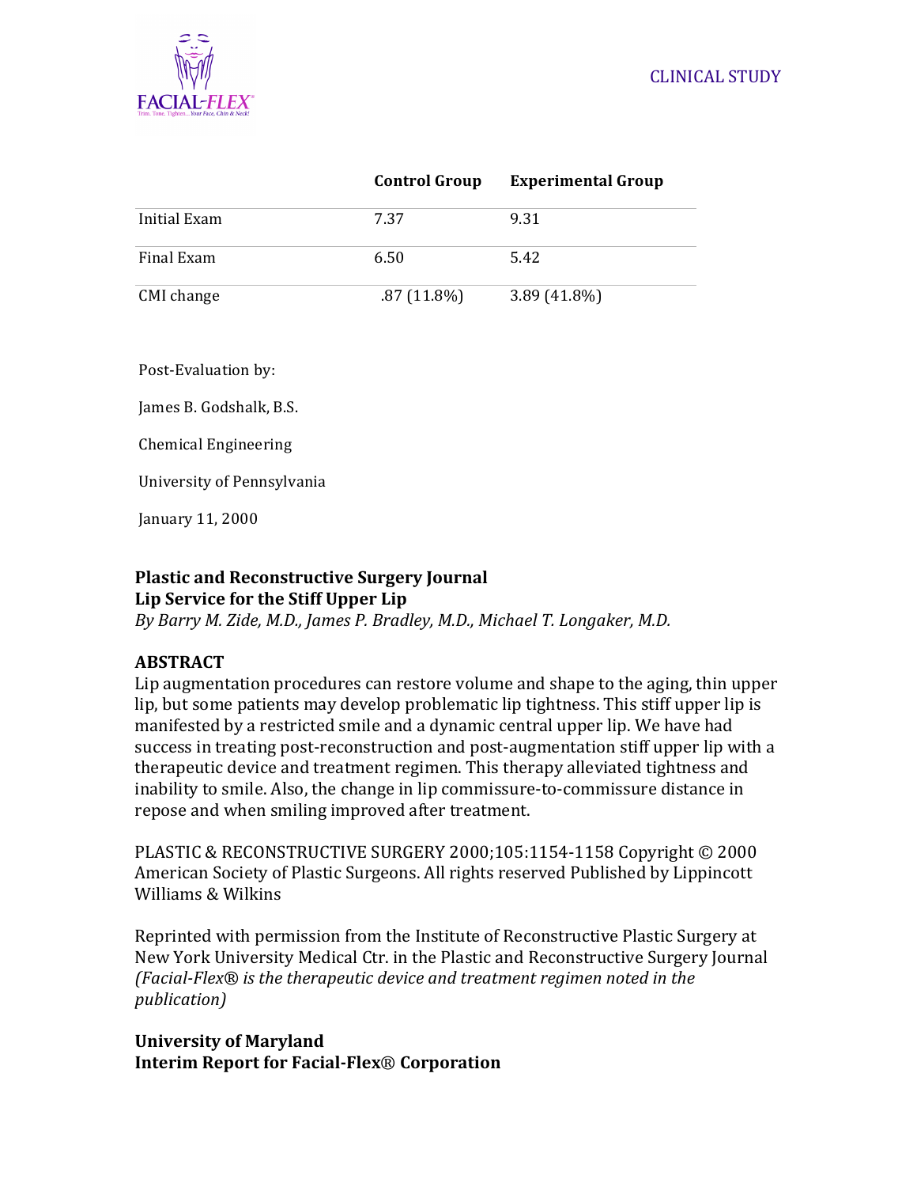CLINICAL STUDY

| | Control Group | Experimental Group |
|---|---|---|
| Initial Exam | 7.37 | 9.31 |
| Final Exam | 6.50 | 5.42 |
| CMI change | .87 (11.8%) | 3.89 (41.8%) |

Post-Evaluation by:

James B. Godshalk, B.S.

Chemical Engineering

University of Pennsylvania

January 11, 2000

**Plastic and Reconstructive Surgery Journal**
**Lip Service for the Stiff Upper Lip**
*By Barry M. Zide, M.D., James P. Bradley, M.D., Michael T. Longaker, M.D.*

**ABSTRACT**
Lip augmentation procedures can restore volume and shape to the aging, thin upper lip, but some patients may develop problematic lip tightness. This stiff upper lip is manifested by a restricted smile and a dynamic central upper lip. We have had success in treating post-reconstruction and post-augmentation stiff upper lip with a therapeutic device and treatment regimen. This therapy alleviated tightness and inability to smile. Also, the change in lip commissure-to-commissure distance in repose and when smiling improved after treatment.

PLASTIC & RECONSTRUCTIVE SURGERY 2000;105:1154-1158 Copyright © 2000 American Society of Plastic Surgeons. All rights reserved Published by Lippincott Williams & Wilkins

Reprinted with permission from the Institute of Reconstructive Plastic Surgery at New York University Medical Ctr. in the Plastic and Reconstructive Surgery Journal *(Facial-Flex® is the therapeutic device and treatment regimen noted in the publication)*

**University of Maryland**
**Interim Report for Facial-Flex® Corporation**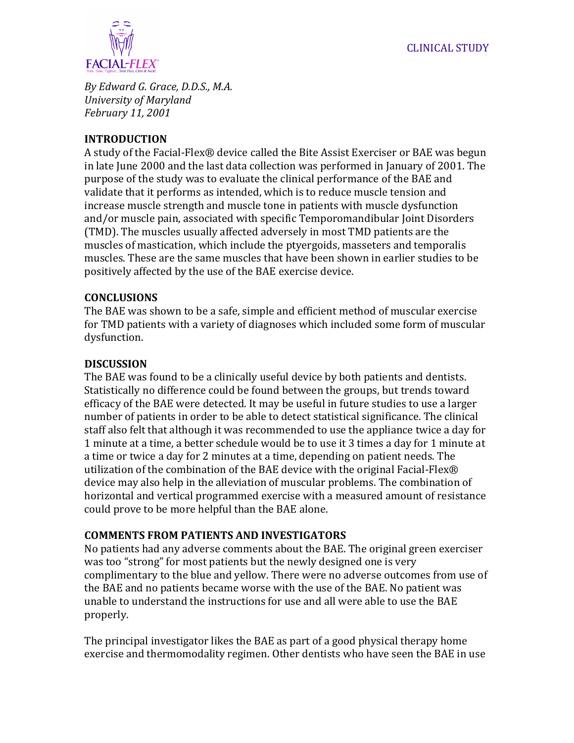*By Edward G. Grace, D.D.S., M.A.*
*University of Maryland*
*February 11, 2001*

CLINICAL STUDY

## INTRODUCTION

A study of the Facial-Flex® device called the Bite Assist Exerciser or BAE was begun in late June 2000 and the last data collection was performed in January of 2001. The purpose of the study was to evaluate the clinical performance of the BAE and validate that it performs as intended, which is to reduce muscle tension and increase muscle strength and muscle tone in patients with muscle dysfunction and/or muscle pain, associated with specific Temporomandibular Joint Disorders (TMD). The muscles usually affected adversely in most TMD patients are the muscles of mastication, which include the ptyergoids, masseters and temporalis muscles. These are the same muscles that have been shown in earlier studies to be positively affected by the use of the BAE exercise device.

## CONCLUSIONS

The BAE was shown to be a safe, simple and efficient method of muscular exercise for TMD patients with a variety of diagnoses which included some form of muscular dysfunction.

## DISCUSSION

The BAE was found to be a clinically useful device by both patients and dentists. Statistically no difference could be found between the groups, but trends toward efficacy of the BAE were detected. It may be useful in future studies to use a larger number of patients in order to be able to detect statistical significance. The clinical staff also felt that although it was recommended to use the appliance twice a day for 1 minute at a time, a better schedule would be to use it 3 times a day for 1 minute at a time or twice a day for 2 minutes at a time, depending on patient needs. The utilization of the combination of the BAE device with the original Facial-Flex® device may also help in the alleviation of muscular problems. The combination of horizontal and vertical programmed exercise with a measured amount of resistance could prove to be more helpful than the BAE alone.

## COMMENTS FROM PATIENTS AND INVESTIGATORS

No patients had any adverse comments about the BAE. The original green exerciser was too "strong" for most patients but the newly designed one is very complimentary to the blue and yellow. There were no adverse outcomes from use of the BAE and no patients became worse with the use of the BAE. No patient was unable to understand the instructions for use and all were able to use the BAE properly.

The principal investigator likes the BAE as part of a good physical therapy home exercise and thermomodality regimen. Other dentists who have seen the BAE in use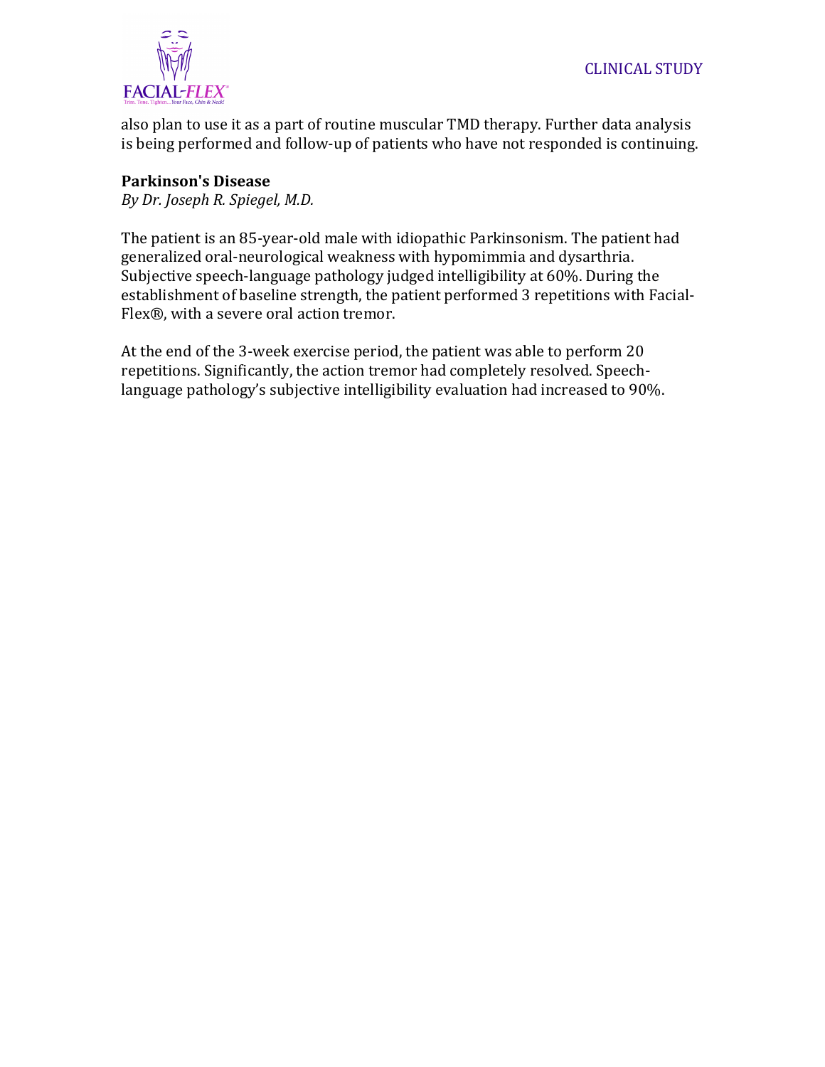also plan to use it as a part of routine muscular TMD therapy. Further data analysis is being performed and follow-up of patients who have not responded is continuing.

**Parkinson's Disease**

*By Dr. Joseph R. Spiegel, M.D.*

The patient is an 85-year-old male with idiopathic Parkinsonism. The patient had generalized oral-neurological weakness with hypomimmia and dysarthria. Subjective speech-language pathology judged intelligibility at 60%. During the establishment of baseline strength, the patient performed 3 repetitions with Facial-Flex®, with a severe oral action tremor.

At the end of the 3-week exercise period, the patient was able to perform 20 repetitions. Significantly, the action tremor had completely resolved. Speech-language pathology's subjective intelligibility evaluation had increased to 90%.